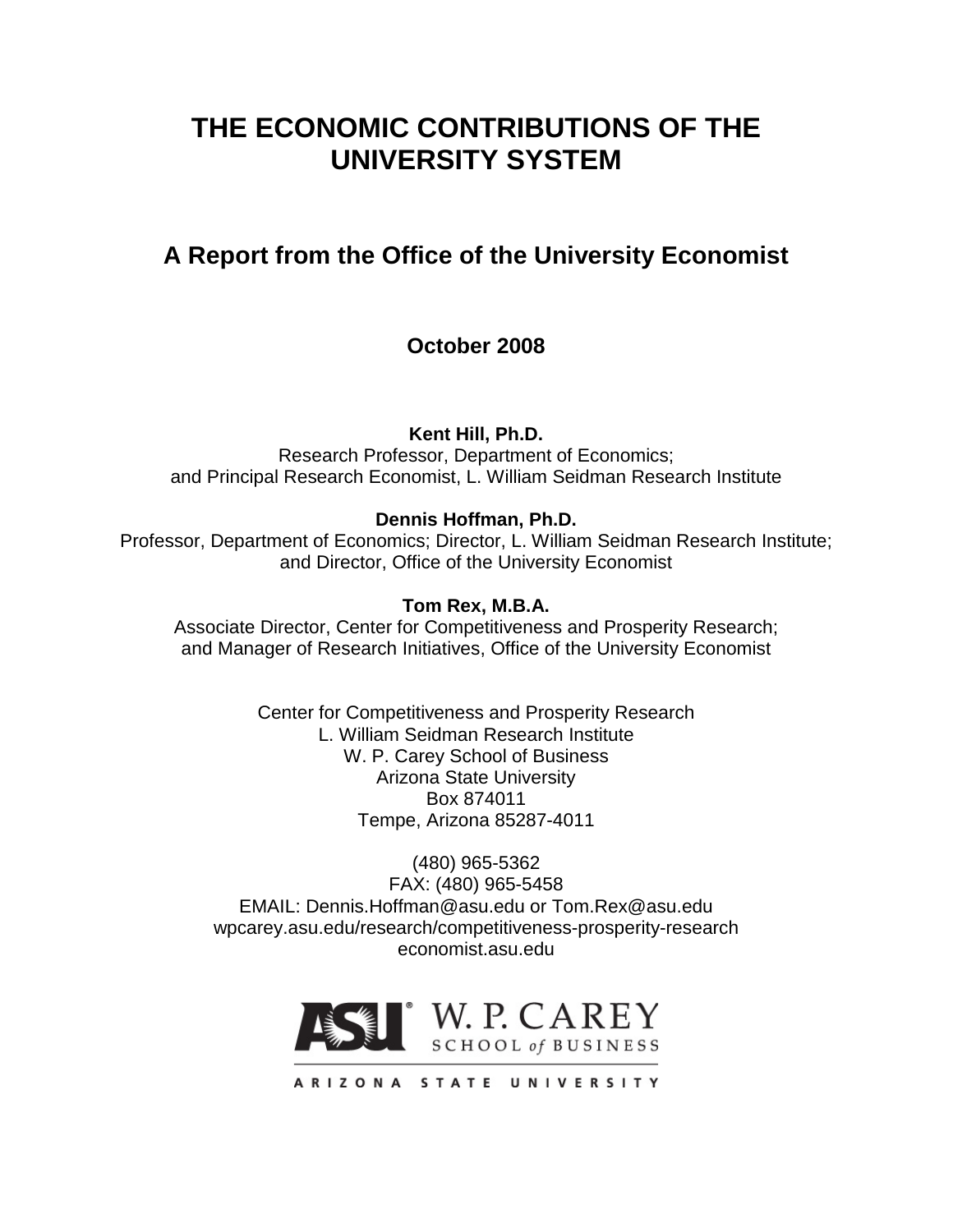# THE ECONOMIC CONTRIBUTIONS OF THE UNIVERSITY SYSTEM

## A Report from the Office of the University Economist

**October 2008**

**Kent Hill, Ph.D.**
Research Professor, Department of Economics;
and Principal Research Economist, L. William Seidman Research Institute

**Dennis Hoffman, Ph.D.**
Professor, Department of Economics; Director, L. William Seidman Research Institute;
and Director, Office of the University Economist

**Tom Rex, M.B.A.**
Associate Director, Center for Competitiveness and Prosperity Research;
and Manager of Research Initiatives, Office of the University Economist

Center for Competitiveness and Prosperity Research
L. William Seidman Research Institute
W. P. Carey School of Business
Arizona State University
Box 874011
Tempe, Arizona 85287-4011

(480) 965-5362
FAX: (480) 965-5458
EMAIL: Dennis.Hoffman@asu.edu or Tom.Rex@asu.edu
wpcarey.asu.edu/research/competitiveness-prosperity-research
economist.asu.edu

ASU W. P. CAREY SCHOOL of BUSINESS
ARIZONA STATE UNIVERSITY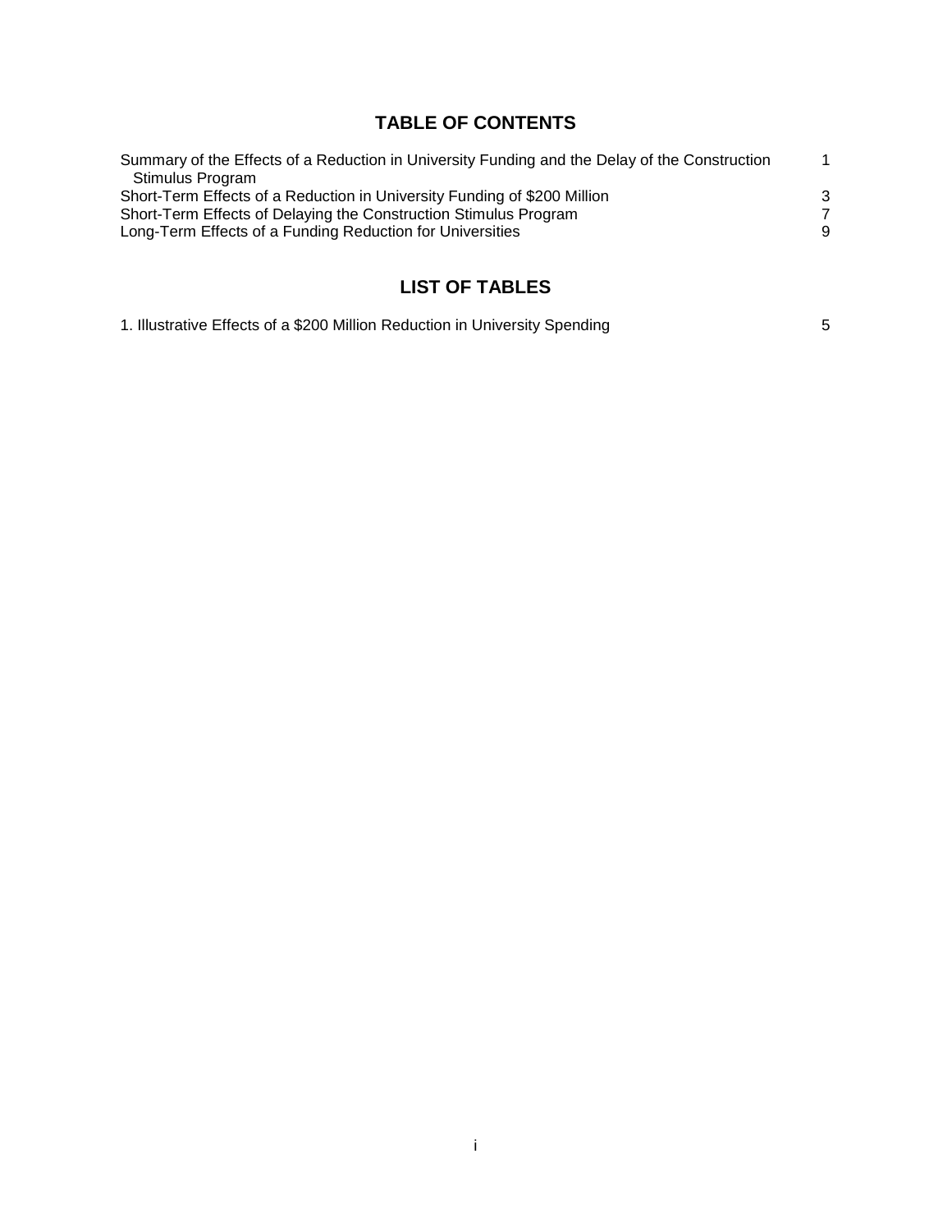## TABLE OF CONTENTS

| | |
|---|---|
| Summary of the Effects of a Reduction in University Funding and the Delay of the Construction Stimulus Program | 1 |
| Short-Term Effects of a Reduction in University Funding of $200 Million | 3 |
| Short-Term Effects of Delaying the Construction Stimulus Program | 7 |
| Long-Term Effects of a Funding Reduction for Universities | 9 |

## LIST OF TABLES

| | |
|---|---|
| 1. Illustrative Effects of a $200 Million Reduction in University Spending | 5 |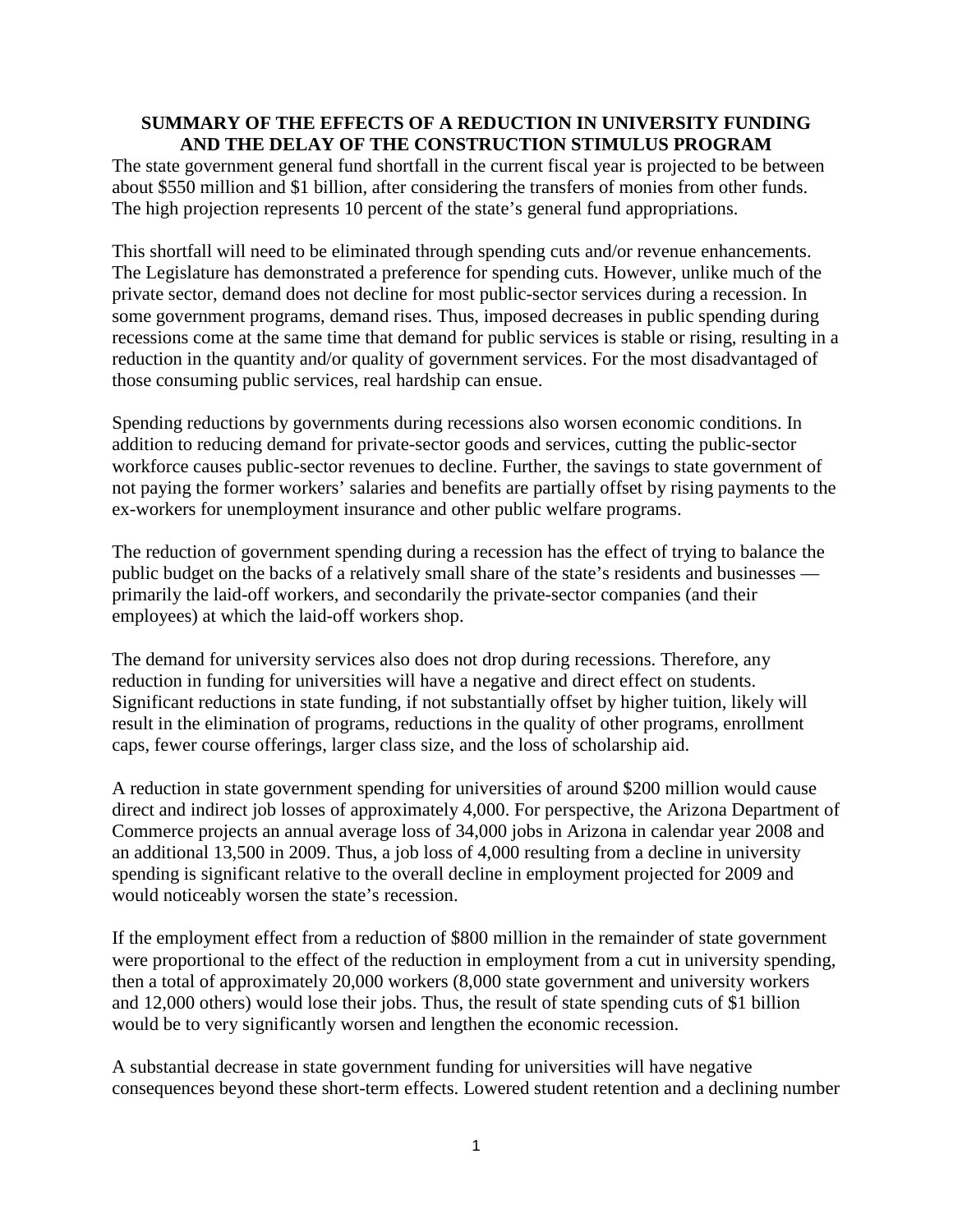**SUMMARY OF THE EFFECTS OF A REDUCTION IN UNIVERSITY FUNDING AND THE DELAY OF THE CONSTRUCTION STIMULUS PROGRAM**

The state government general fund shortfall in the current fiscal year is projected to be between about $550 million and $1 billion, after considering the transfers of monies from other funds. The high projection represents 10 percent of the state's general fund appropriations.

This shortfall will need to be eliminated through spending cuts and/or revenue enhancements. The Legislature has demonstrated a preference for spending cuts. However, unlike much of the private sector, demand does not decline for most public-sector services during a recession. In some government programs, demand rises. Thus, imposed decreases in public spending during recessions come at the same time that demand for public services is stable or rising, resulting in a reduction in the quantity and/or quality of government services. For the most disadvantaged of those consuming public services, real hardship can ensue.

Spending reductions by governments during recessions also worsen economic conditions. In addition to reducing demand for private-sector goods and services, cutting the public-sector workforce causes public-sector revenues to decline. Further, the savings to state government of not paying the former workers' salaries and benefits are partially offset by rising payments to the ex-workers for unemployment insurance and other public welfare programs.

The reduction of government spending during a recession has the effect of trying to balance the public budget on the backs of a relatively small share of the state's residents and businesses — primarily the laid-off workers, and secondarily the private-sector companies (and their employees) at which the laid-off workers shop.

The demand for university services also does not drop during recessions. Therefore, any reduction in funding for universities will have a negative and direct effect on students. Significant reductions in state funding, if not substantially offset by higher tuition, likely will result in the elimination of programs, reductions in the quality of other programs, enrollment caps, fewer course offerings, larger class size, and the loss of scholarship aid.

A reduction in state government spending for universities of around $200 million would cause direct and indirect job losses of approximately 4,000. For perspective, the Arizona Department of Commerce projects an annual average loss of 34,000 jobs in Arizona in calendar year 2008 and an additional 13,500 in 2009. Thus, a job loss of 4,000 resulting from a decline in university spending is significant relative to the overall decline in employment projected for 2009 and would noticeably worsen the state's recession.

If the employment effect from a reduction of $800 million in the remainder of state government were proportional to the effect of the reduction in employment from a cut in university spending, then a total of approximately 20,000 workers (8,000 state government and university workers and 12,000 others) would lose their jobs. Thus, the result of state spending cuts of $1 billion would be to very significantly worsen and lengthen the economic recession.

A substantial decrease in state government funding for universities will have negative consequences beyond these short-term effects. Lowered student retention and a declining number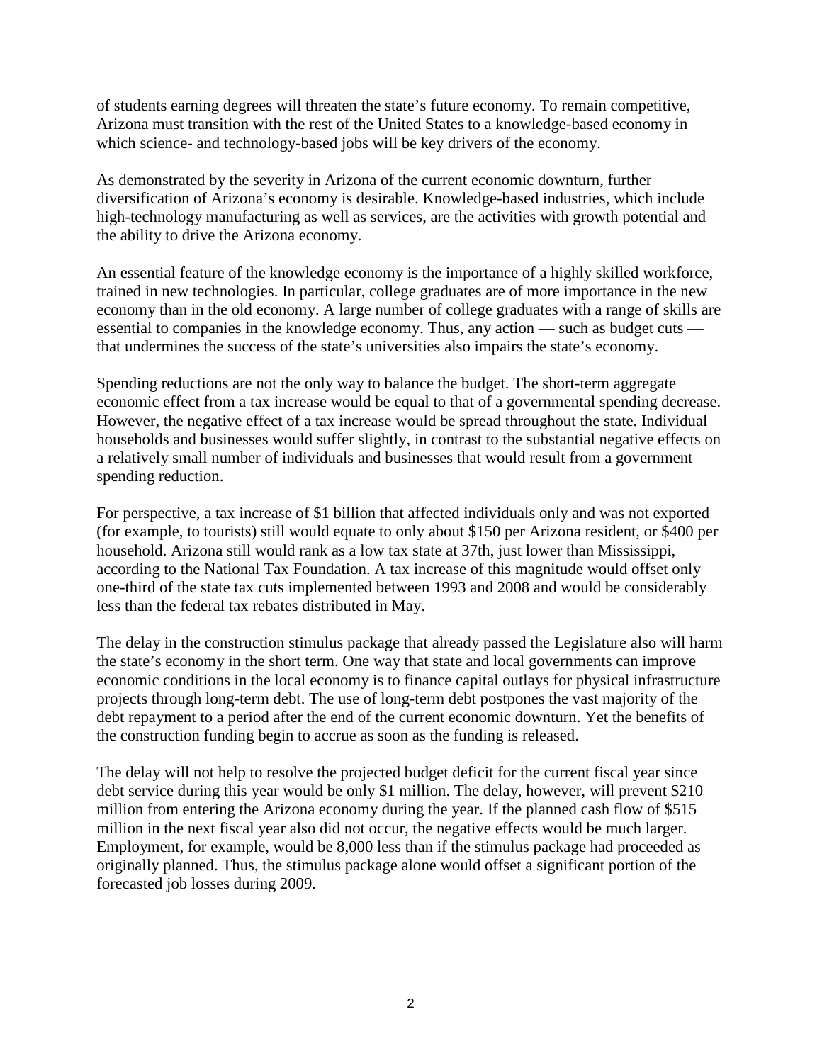of students earning degrees will threaten the state's future economy. To remain competitive, Arizona must transition with the rest of the United States to a knowledge-based economy in which science- and technology-based jobs will be key drivers of the economy.

As demonstrated by the severity in Arizona of the current economic downturn, further diversification of Arizona's economy is desirable. Knowledge-based industries, which include high-technology manufacturing as well as services, are the activities with growth potential and the ability to drive the Arizona economy.

An essential feature of the knowledge economy is the importance of a highly skilled workforce, trained in new technologies. In particular, college graduates are of more importance in the new economy than in the old economy. A large number of college graduates with a range of skills are essential to companies in the knowledge economy. Thus, any action — such as budget cuts — that undermines the success of the state's universities also impairs the state's economy.

Spending reductions are not the only way to balance the budget. The short-term aggregate economic effect from a tax increase would be equal to that of a governmental spending decrease. However, the negative effect of a tax increase would be spread throughout the state. Individual households and businesses would suffer slightly, in contrast to the substantial negative effects on a relatively small number of individuals and businesses that would result from a government spending reduction.

For perspective, a tax increase of $1 billion that affected individuals only and was not exported (for example, to tourists) still would equate to only about $150 per Arizona resident, or $400 per household. Arizona still would rank as a low tax state at 37th, just lower than Mississippi, according to the National Tax Foundation. A tax increase of this magnitude would offset only one-third of the state tax cuts implemented between 1993 and 2008 and would be considerably less than the federal tax rebates distributed in May.

The delay in the construction stimulus package that already passed the Legislature also will harm the state's economy in the short term. One way that state and local governments can improve economic conditions in the local economy is to finance capital outlays for physical infrastructure projects through long-term debt. The use of long-term debt postpones the vast majority of the debt repayment to a period after the end of the current economic downturn. Yet the benefits of the construction funding begin to accrue as soon as the funding is released.

The delay will not help to resolve the projected budget deficit for the current fiscal year since debt service during this year would be only $1 million. The delay, however, will prevent $210 million from entering the Arizona economy during the year. If the planned cash flow of $515 million in the next fiscal year also did not occur, the negative effects would be much larger. Employment, for example, would be 8,000 less than if the stimulus package had proceeded as originally planned. Thus, the stimulus package alone would offset a significant portion of the forecasted job losses during 2009.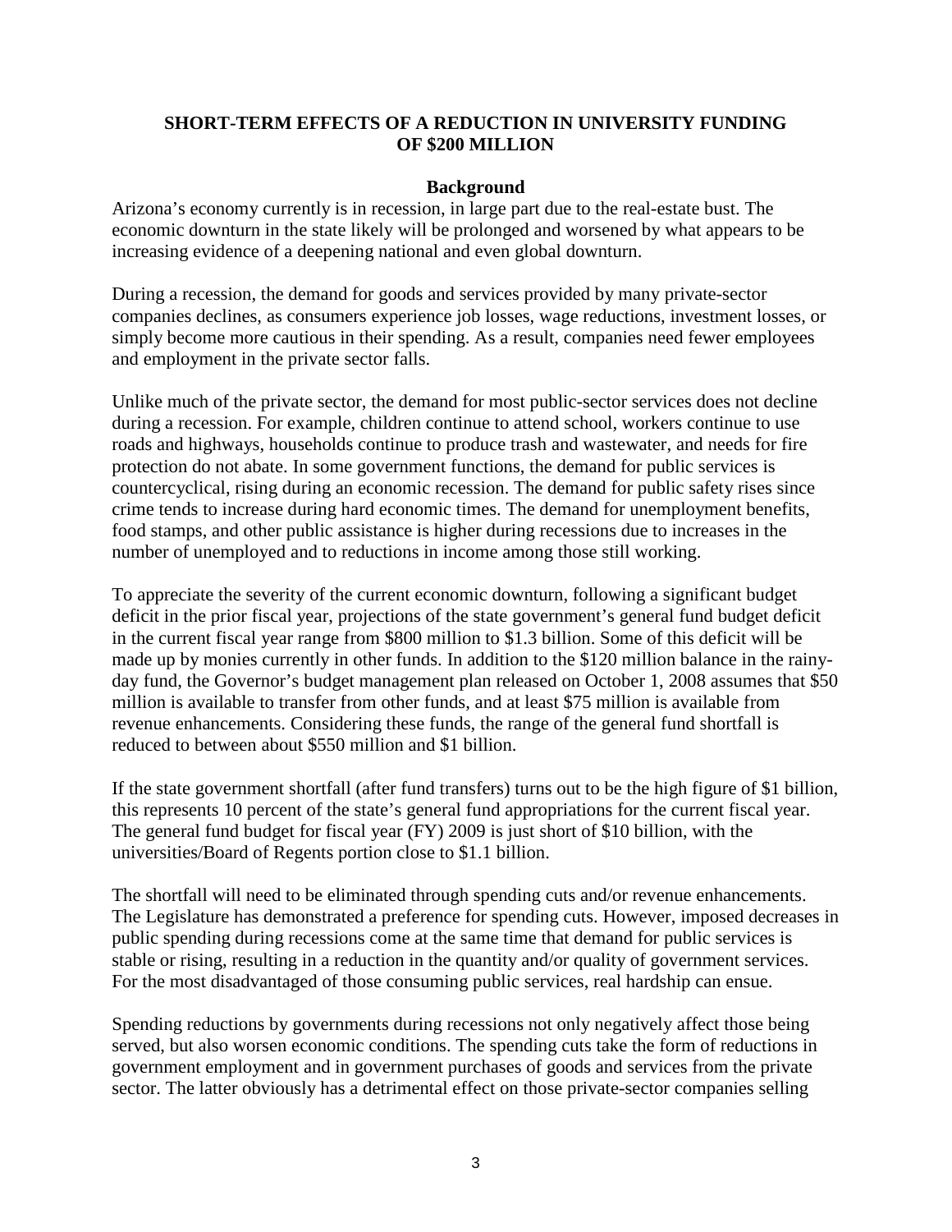# SHORT-TERM EFFECTS OF A REDUCTION IN UNIVERSITY FUNDING OF $200 MILLION

## Background

Arizona's economy currently is in recession, in large part due to the real-estate bust. The economic downturn in the state likely will be prolonged and worsened by what appears to be increasing evidence of a deepening national and even global downturn.

During a recession, the demand for goods and services provided by many private-sector companies declines, as consumers experience job losses, wage reductions, investment losses, or simply become more cautious in their spending. As a result, companies need fewer employees and employment in the private sector falls.

Unlike much of the private sector, the demand for most public-sector services does not decline during a recession. For example, children continue to attend school, workers continue to use roads and highways, households continue to produce trash and wastewater, and needs for fire protection do not abate. In some government functions, the demand for public services is countercyclical, rising during an economic recession. The demand for public safety rises since crime tends to increase during hard economic times. The demand for unemployment benefits, food stamps, and other public assistance is higher during recessions due to increases in the number of unemployed and to reductions in income among those still working.

To appreciate the severity of the current economic downturn, following a significant budget deficit in the prior fiscal year, projections of the state government's general fund budget deficit in the current fiscal year range from $800 million to $1.3 billion. Some of this deficit will be made up by monies currently in other funds. In addition to the $120 million balance in the rainy-day fund, the Governor's budget management plan released on October 1, 2008 assumes that $50 million is available to transfer from other funds, and at least $75 million is available from revenue enhancements. Considering these funds, the range of the general fund shortfall is reduced to between about $550 million and $1 billion.

If the state government shortfall (after fund transfers) turns out to be the high figure of $1 billion, this represents 10 percent of the state's general fund appropriations for the current fiscal year. The general fund budget for fiscal year (FY) 2009 is just short of $10 billion, with the universities/Board of Regents portion close to $1.1 billion.

The shortfall will need to be eliminated through spending cuts and/or revenue enhancements. The Legislature has demonstrated a preference for spending cuts. However, imposed decreases in public spending during recessions come at the same time that demand for public services is stable or rising, resulting in a reduction in the quantity and/or quality of government services. For the most disadvantaged of those consuming public services, real hardship can ensue.

Spending reductions by governments during recessions not only negatively affect those being served, but also worsen economic conditions. The spending cuts take the form of reductions in government employment and in government purchases of goods and services from the private sector. The latter obviously has a detrimental effect on those private-sector companies selling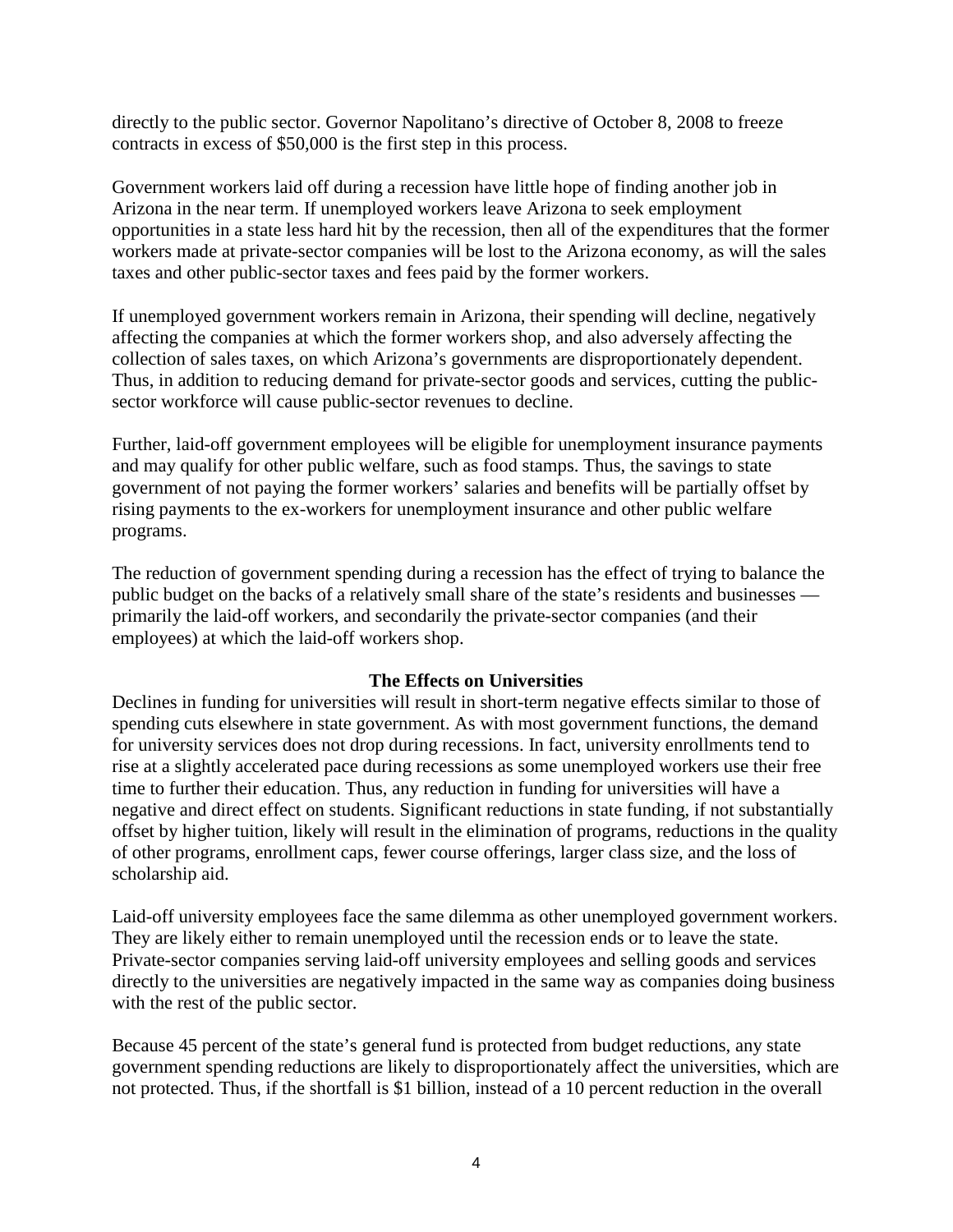directly to the public sector. Governor Napolitano's directive of October 8, 2008 to freeze contracts in excess of $50,000 is the first step in this process.

Government workers laid off during a recession have little hope of finding another job in Arizona in the near term. If unemployed workers leave Arizona to seek employment opportunities in a state less hard hit by the recession, then all of the expenditures that the former workers made at private-sector companies will be lost to the Arizona economy, as will the sales taxes and other public-sector taxes and fees paid by the former workers.

If unemployed government workers remain in Arizona, their spending will decline, negatively affecting the companies at which the former workers shop, and also adversely affecting the collection of sales taxes, on which Arizona's governments are disproportionately dependent. Thus, in addition to reducing demand for private-sector goods and services, cutting the public-sector workforce will cause public-sector revenues to decline.

Further, laid-off government employees will be eligible for unemployment insurance payments and may qualify for other public welfare, such as food stamps. Thus, the savings to state government of not paying the former workers' salaries and benefits will be partially offset by rising payments to the ex-workers for unemployment insurance and other public welfare programs.

The reduction of government spending during a recession has the effect of trying to balance the public budget on the backs of a relatively small share of the state's residents and businesses — primarily the laid-off workers, and secondarily the private-sector companies (and their employees) at which the laid-off workers shop.

## The Effects on Universities

Declines in funding for universities will result in short-term negative effects similar to those of spending cuts elsewhere in state government. As with most government functions, the demand for university services does not drop during recessions. In fact, university enrollments tend to rise at a slightly accelerated pace during recessions as some unemployed workers use their free time to further their education. Thus, any reduction in funding for universities will have a negative and direct effect on students. Significant reductions in state funding, if not substantially offset by higher tuition, likely will result in the elimination of programs, reductions in the quality of other programs, enrollment caps, fewer course offerings, larger class size, and the loss of scholarship aid.

Laid-off university employees face the same dilemma as other unemployed government workers. They are likely either to remain unemployed until the recession ends or to leave the state. Private-sector companies serving laid-off university employees and selling goods and services directly to the universities are negatively impacted in the same way as companies doing business with the rest of the public sector.

Because 45 percent of the state's general fund is protected from budget reductions, any state government spending reductions are likely to disproportionately affect the universities, which are not protected. Thus, if the shortfall is $1 billion, instead of a 10 percent reduction in the overall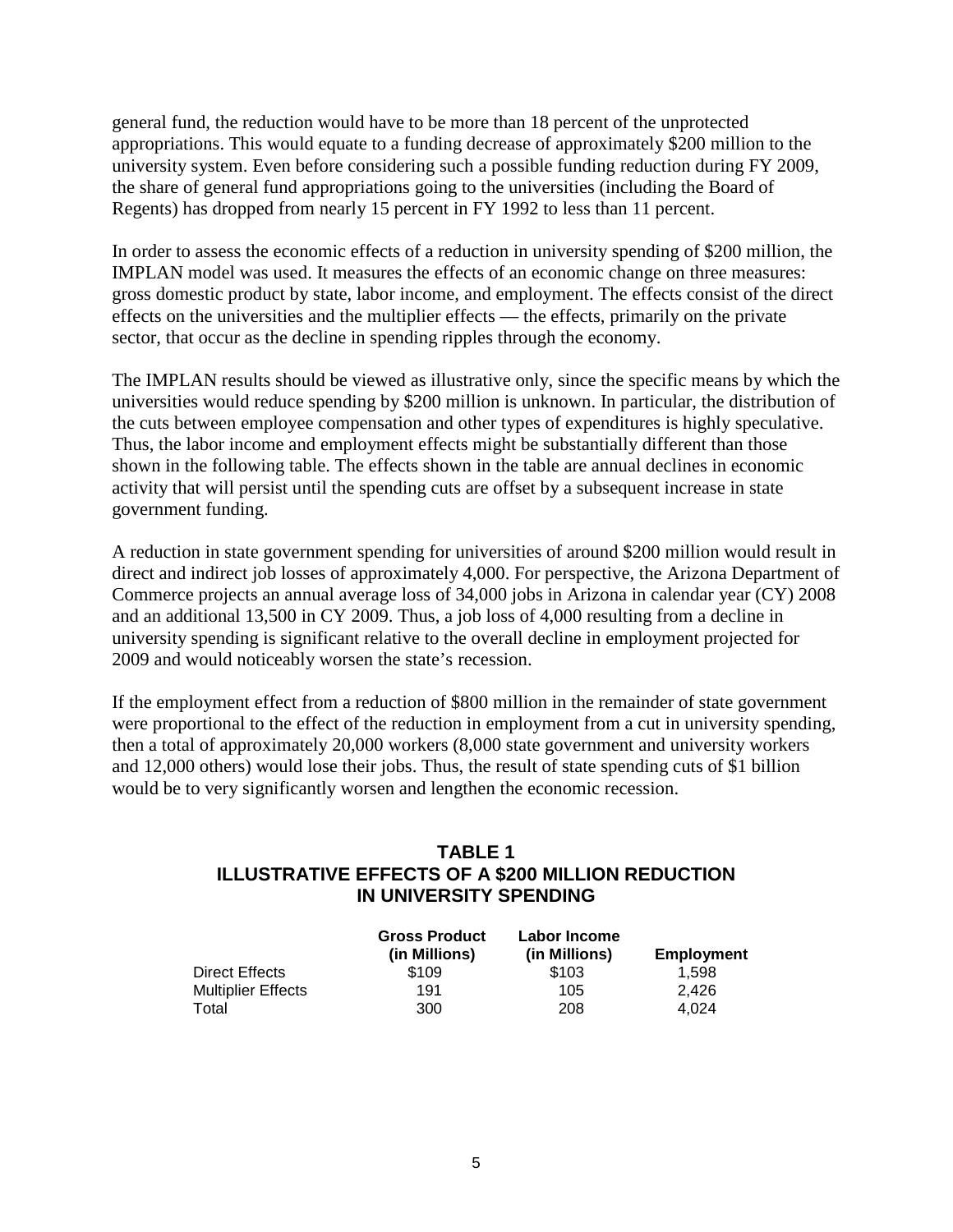general fund, the reduction would have to be more than 18 percent of the unprotected appropriations. This would equate to a funding decrease of approximately $200 million to the university system. Even before considering such a possible funding reduction during FY 2009, the share of general fund appropriations going to the universities (including the Board of Regents) has dropped from nearly 15 percent in FY 1992 to less than 11 percent.

In order to assess the economic effects of a reduction in university spending of $200 million, the IMPLAN model was used. It measures the effects of an economic change on three measures: gross domestic product by state, labor income, and employment. The effects consist of the direct effects on the universities and the multiplier effects — the effects, primarily on the private sector, that occur as the decline in spending ripples through the economy.

The IMPLAN results should be viewed as illustrative only, since the specific means by which the universities would reduce spending by $200 million is unknown. In particular, the distribution of the cuts between employee compensation and other types of expenditures is highly speculative. Thus, the labor income and employment effects might be substantially different than those shown in the following table. The effects shown in the table are annual declines in economic activity that will persist until the spending cuts are offset by a subsequent increase in state government funding.

A reduction in state government spending for universities of around $200 million would result in direct and indirect job losses of approximately 4,000. For perspective, the Arizona Department of Commerce projects an annual average loss of 34,000 jobs in Arizona in calendar year (CY) 2008 and an additional 13,500 in CY 2009. Thus, a job loss of 4,000 resulting from a decline in university spending is significant relative to the overall decline in employment projected for 2009 and would noticeably worsen the state's recession.

If the employment effect from a reduction of $800 million in the remainder of state government were proportional to the effect of the reduction in employment from a cut in university spending, then a total of approximately 20,000 workers (8,000 state government and university workers and 12,000 others) would lose their jobs. Thus, the result of state spending cuts of $1 billion would be to very significantly worsen and lengthen the economic recession.

## TABLE 1
## ILLUSTRATIVE EFFECTS OF A $200 MILLION REDUCTION IN UNIVERSITY SPENDING

| | Gross Product (in Millions) | Labor Income (in Millions) | Employment |
|---|---|---|---|
| Direct Effects | $109 | $103 | 1,598 |
| Multiplier Effects | 191 | 105 | 2,426 |
| Total | 300 | 208 | 4,024 |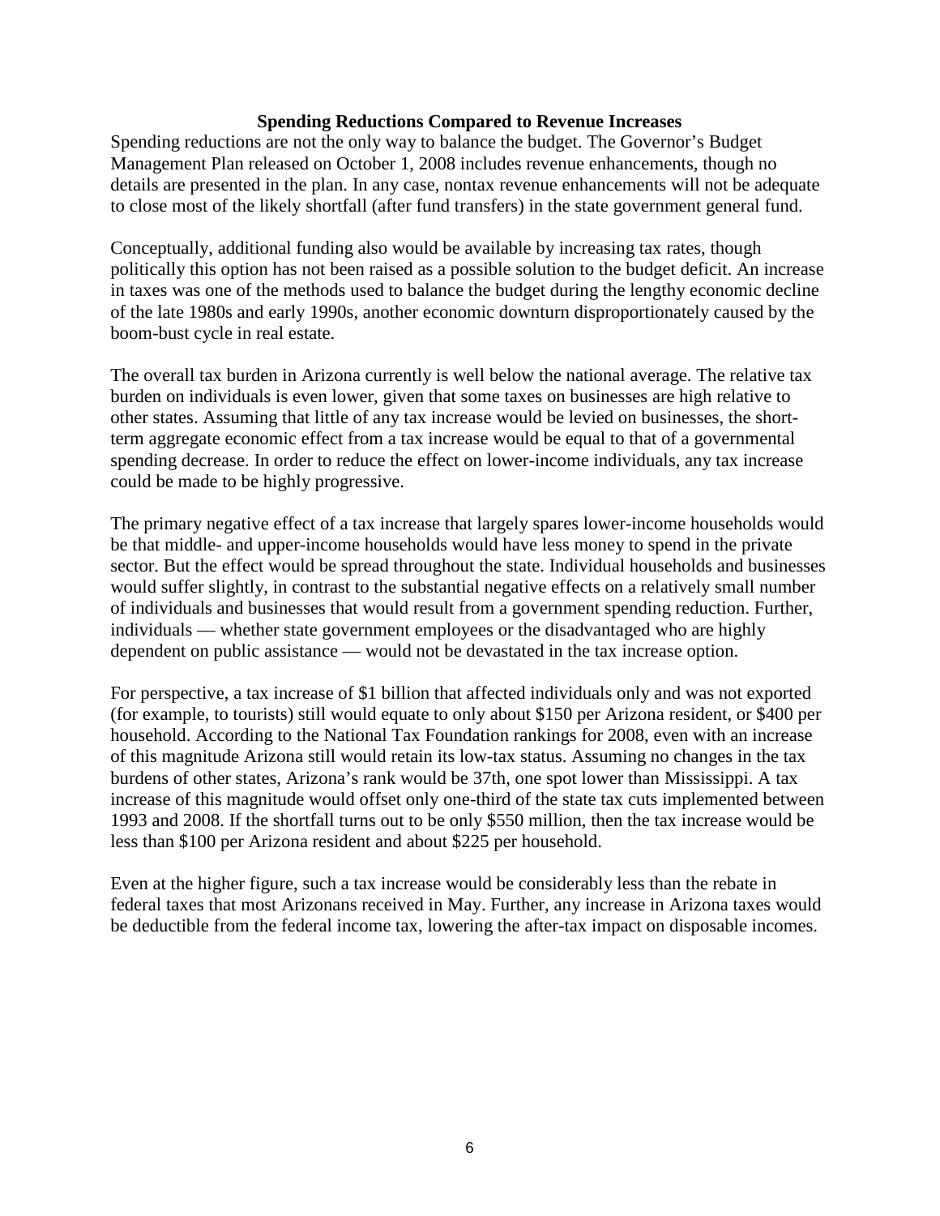## Spending Reductions Compared to Revenue Increases

Spending reductions are not the only way to balance the budget. The Governor's Budget Management Plan released on October 1, 2008 includes revenue enhancements, though no details are presented in the plan. In any case, nontax revenue enhancements will not be adequate to close most of the likely shortfall (after fund transfers) in the state government general fund.

Conceptually, additional funding also would be available by increasing tax rates, though politically this option has not been raised as a possible solution to the budget deficit. An increase in taxes was one of the methods used to balance the budget during the lengthy economic decline of the late 1980s and early 1990s, another economic downturn disproportionately caused by the boom-bust cycle in real estate.

The overall tax burden in Arizona currently is well below the national average. The relative tax burden on individuals is even lower, given that some taxes on businesses are high relative to other states. Assuming that little of any tax increase would be levied on businesses, the short-term aggregate economic effect from a tax increase would be equal to that of a governmental spending decrease. In order to reduce the effect on lower-income individuals, any tax increase could be made to be highly progressive.

The primary negative effect of a tax increase that largely spares lower-income households would be that middle- and upper-income households would have less money to spend in the private sector. But the effect would be spread throughout the state. Individual households and businesses would suffer slightly, in contrast to the substantial negative effects on a relatively small number of individuals and businesses that would result from a government spending reduction. Further, individuals — whether state government employees or the disadvantaged who are highly dependent on public assistance — would not be devastated in the tax increase option.

For perspective, a tax increase of $1 billion that affected individuals only and was not exported (for example, to tourists) still would equate to only about $150 per Arizona resident, or $400 per household. According to the National Tax Foundation rankings for 2008, even with an increase of this magnitude Arizona still would retain its low-tax status. Assuming no changes in the tax burdens of other states, Arizona's rank would be 37th, one spot lower than Mississippi. A tax increase of this magnitude would offset only one-third of the state tax cuts implemented between 1993 and 2008. If the shortfall turns out to be only $550 million, then the tax increase would be less than $100 per Arizona resident and about $225 per household.

Even at the higher figure, such a tax increase would be considerably less than the rebate in federal taxes that most Arizonans received in May. Further, any increase in Arizona taxes would be deductible from the federal income tax, lowering the after-tax impact on disposable incomes.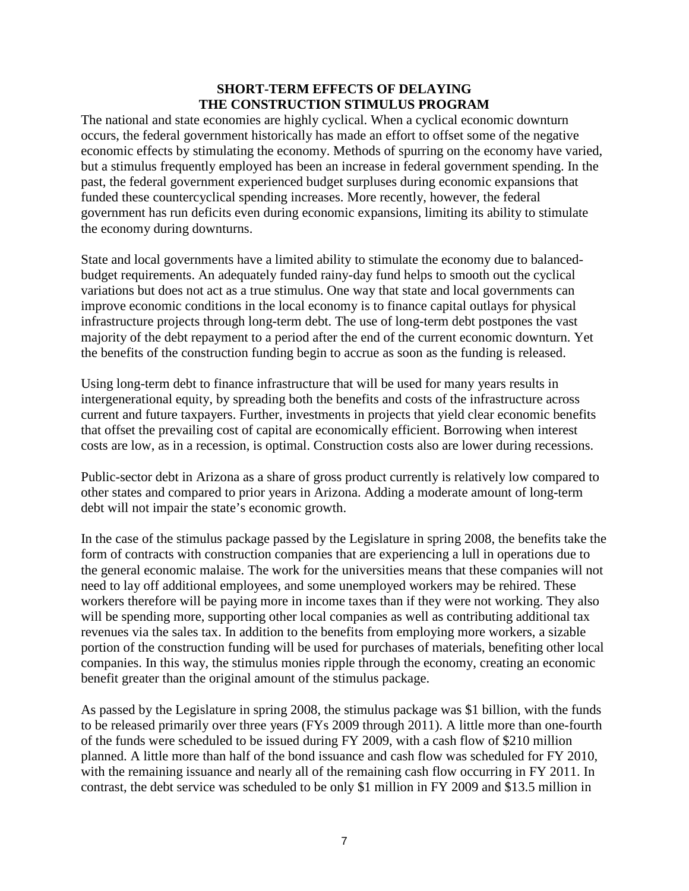## SHORT-TERM EFFECTS OF DELAYING THE CONSTRUCTION STIMULUS PROGRAM

The national and state economies are highly cyclical. When a cyclical economic downturn occurs, the federal government historically has made an effort to offset some of the negative economic effects by stimulating the economy. Methods of spurring on the economy have varied, but a stimulus frequently employed has been an increase in federal government spending. In the past, the federal government experienced budget surpluses during economic expansions that funded these countercyclical spending increases. More recently, however, the federal government has run deficits even during economic expansions, limiting its ability to stimulate the economy during downturns.

State and local governments have a limited ability to stimulate the economy due to balanced-budget requirements. An adequately funded rainy-day fund helps to smooth out the cyclical variations but does not act as a true stimulus. One way that state and local governments can improve economic conditions in the local economy is to finance capital outlays for physical infrastructure projects through long-term debt. The use of long-term debt postpones the vast majority of the debt repayment to a period after the end of the current economic downturn. Yet the benefits of the construction funding begin to accrue as soon as the funding is released.

Using long-term debt to finance infrastructure that will be used for many years results in intergenerational equity, by spreading both the benefits and costs of the infrastructure across current and future taxpayers. Further, investments in projects that yield clear economic benefits that offset the prevailing cost of capital are economically efficient. Borrowing when interest costs are low, as in a recession, is optimal. Construction costs also are lower during recessions.

Public-sector debt in Arizona as a share of gross product currently is relatively low compared to other states and compared to prior years in Arizona. Adding a moderate amount of long-term debt will not impair the state's economic growth.

In the case of the stimulus package passed by the Legislature in spring 2008, the benefits take the form of contracts with construction companies that are experiencing a lull in operations due to the general economic malaise. The work for the universities means that these companies will not need to lay off additional employees, and some unemployed workers may be rehired. These workers therefore will be paying more in income taxes than if they were not working. They also will be spending more, supporting other local companies as well as contributing additional tax revenues via the sales tax. In addition to the benefits from employing more workers, a sizable portion of the construction funding will be used for purchases of materials, benefiting other local companies. In this way, the stimulus monies ripple through the economy, creating an economic benefit greater than the original amount of the stimulus package.

As passed by the Legislature in spring 2008, the stimulus package was $1 billion, with the funds to be released primarily over three years (FYs 2009 through 2011). A little more than one-fourth of the funds were scheduled to be issued during FY 2009, with a cash flow of $210 million planned. A little more than half of the bond issuance and cash flow was scheduled for FY 2010, with the remaining issuance and nearly all of the remaining cash flow occurring in FY 2011. In contrast, the debt service was scheduled to be only $1 million in FY 2009 and $13.5 million in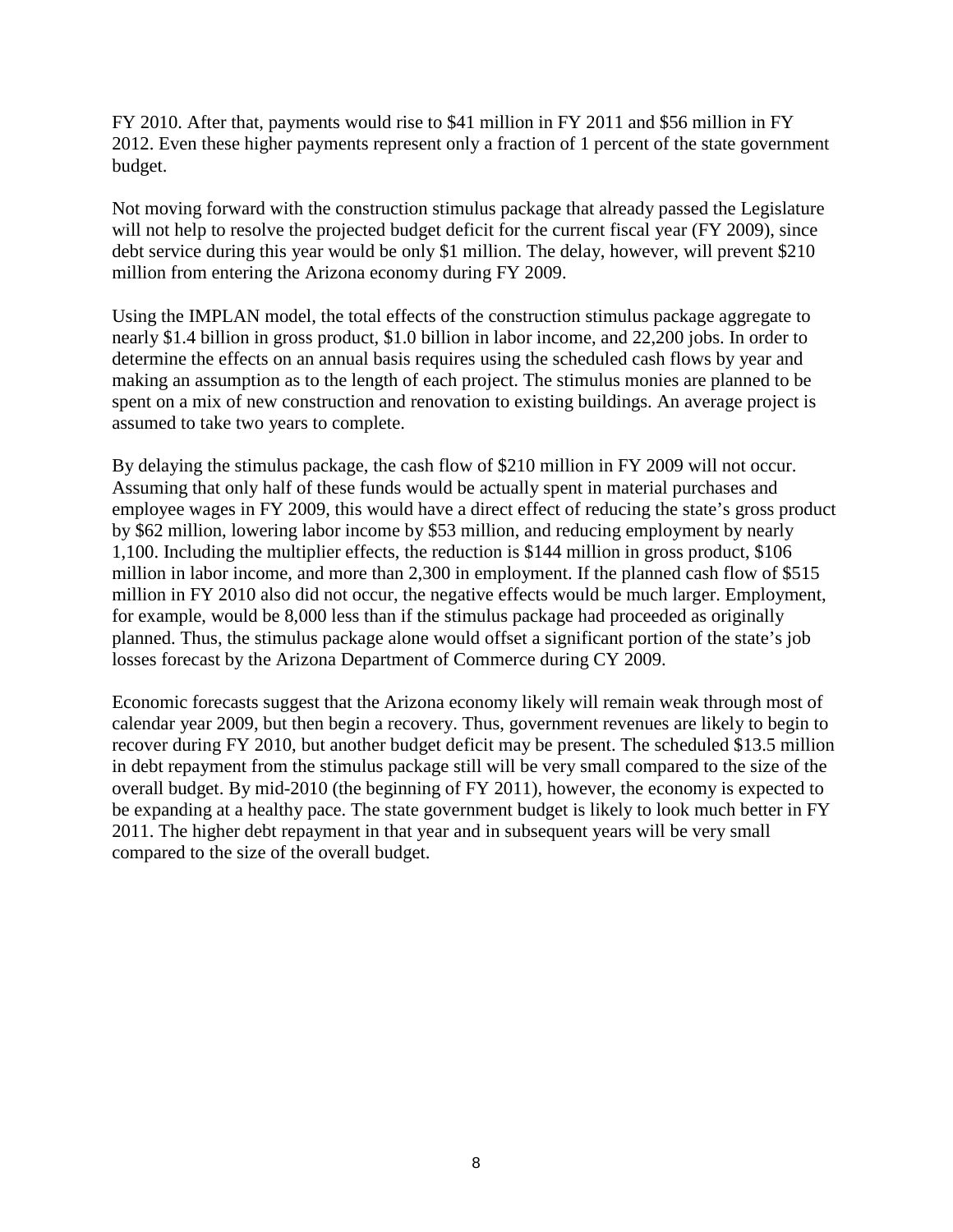FY 2010. After that, payments would rise to $41 million in FY 2011 and $56 million in FY 2012. Even these higher payments represent only a fraction of 1 percent of the state government budget.

Not moving forward with the construction stimulus package that already passed the Legislature will not help to resolve the projected budget deficit for the current fiscal year (FY 2009), since debt service during this year would be only $1 million. The delay, however, will prevent $210 million from entering the Arizona economy during FY 2009.

Using the IMPLAN model, the total effects of the construction stimulus package aggregate to nearly $1.4 billion in gross product, $1.0 billion in labor income, and 22,200 jobs. In order to determine the effects on an annual basis requires using the scheduled cash flows by year and making an assumption as to the length of each project. The stimulus monies are planned to be spent on a mix of new construction and renovation to existing buildings. An average project is assumed to take two years to complete.

By delaying the stimulus package, the cash flow of $210 million in FY 2009 will not occur. Assuming that only half of these funds would be actually spent in material purchases and employee wages in FY 2009, this would have a direct effect of reducing the state's gross product by $62 million, lowering labor income by $53 million, and reducing employment by nearly 1,100. Including the multiplier effects, the reduction is $144 million in gross product, $106 million in labor income, and more than 2,300 in employment. If the planned cash flow of $515 million in FY 2010 also did not occur, the negative effects would be much larger. Employment, for example, would be 8,000 less than if the stimulus package had proceeded as originally planned. Thus, the stimulus package alone would offset a significant portion of the state's job losses forecast by the Arizona Department of Commerce during CY 2009.

Economic forecasts suggest that the Arizona economy likely will remain weak through most of calendar year 2009, but then begin a recovery. Thus, government revenues are likely to begin to recover during FY 2010, but another budget deficit may be present. The scheduled $13.5 million in debt repayment from the stimulus package still will be very small compared to the size of the overall budget. By mid-2010 (the beginning of FY 2011), however, the economy is expected to be expanding at a healthy pace. The state government budget is likely to look much better in FY 2011. The higher debt repayment in that year and in subsequent years will be very small compared to the size of the overall budget.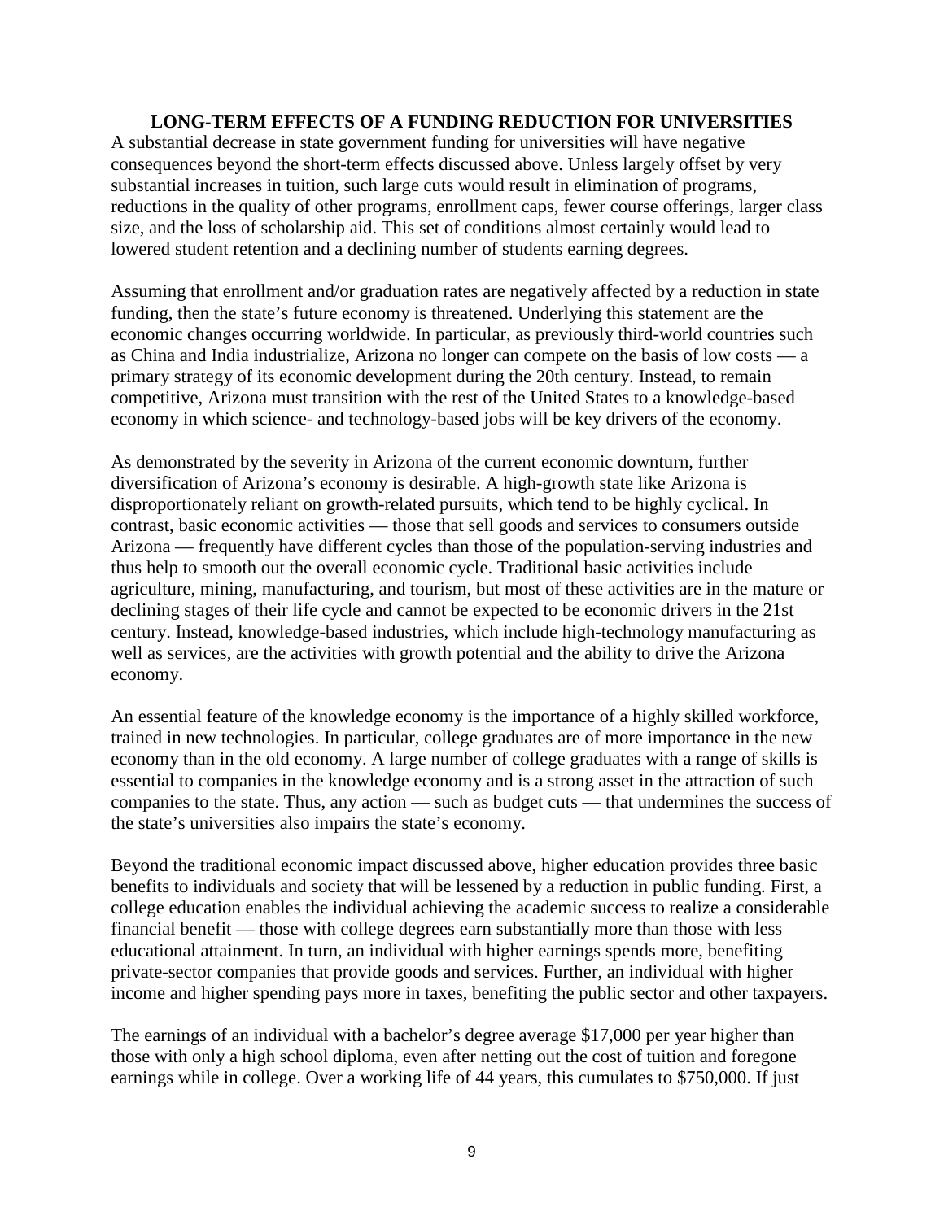## LONG-TERM EFFECTS OF A FUNDING REDUCTION FOR UNIVERSITIES

A substantial decrease in state government funding for universities will have negative consequences beyond the short-term effects discussed above. Unless largely offset by very substantial increases in tuition, such large cuts would result in elimination of programs, reductions in the quality of other programs, enrollment caps, fewer course offerings, larger class size, and the loss of scholarship aid. This set of conditions almost certainly would lead to lowered student retention and a declining number of students earning degrees.

Assuming that enrollment and/or graduation rates are negatively affected by a reduction in state funding, then the state's future economy is threatened. Underlying this statement are the economic changes occurring worldwide. In particular, as previously third-world countries such as China and India industrialize, Arizona no longer can compete on the basis of low costs — a primary strategy of its economic development during the 20th century. Instead, to remain competitive, Arizona must transition with the rest of the United States to a knowledge-based economy in which science- and technology-based jobs will be key drivers of the economy.

As demonstrated by the severity in Arizona of the current economic downturn, further diversification of Arizona's economy is desirable. A high-growth state like Arizona is disproportionately reliant on growth-related pursuits, which tend to be highly cyclical. In contrast, basic economic activities — those that sell goods and services to consumers outside Arizona — frequently have different cycles than those of the population-serving industries and thus help to smooth out the overall economic cycle. Traditional basic activities include agriculture, mining, manufacturing, and tourism, but most of these activities are in the mature or declining stages of their life cycle and cannot be expected to be economic drivers in the 21st century. Instead, knowledge-based industries, which include high-technology manufacturing as well as services, are the activities with growth potential and the ability to drive the Arizona economy.

An essential feature of the knowledge economy is the importance of a highly skilled workforce, trained in new technologies. In particular, college graduates are of more importance in the new economy than in the old economy. A large number of college graduates with a range of skills is essential to companies in the knowledge economy and is a strong asset in the attraction of such companies to the state. Thus, any action — such as budget cuts — that undermines the success of the state's universities also impairs the state's economy.

Beyond the traditional economic impact discussed above, higher education provides three basic benefits to individuals and society that will be lessened by a reduction in public funding. First, a college education enables the individual achieving the academic success to realize a considerable financial benefit — those with college degrees earn substantially more than those with less educational attainment. In turn, an individual with higher earnings spends more, benefiting private-sector companies that provide goods and services. Further, an individual with higher income and higher spending pays more in taxes, benefiting the public sector and other taxpayers.

The earnings of an individual with a bachelor's degree average $17,000 per year higher than those with only a high school diploma, even after netting out the cost of tuition and foregone earnings while in college. Over a working life of 44 years, this cumulates to $750,000. If just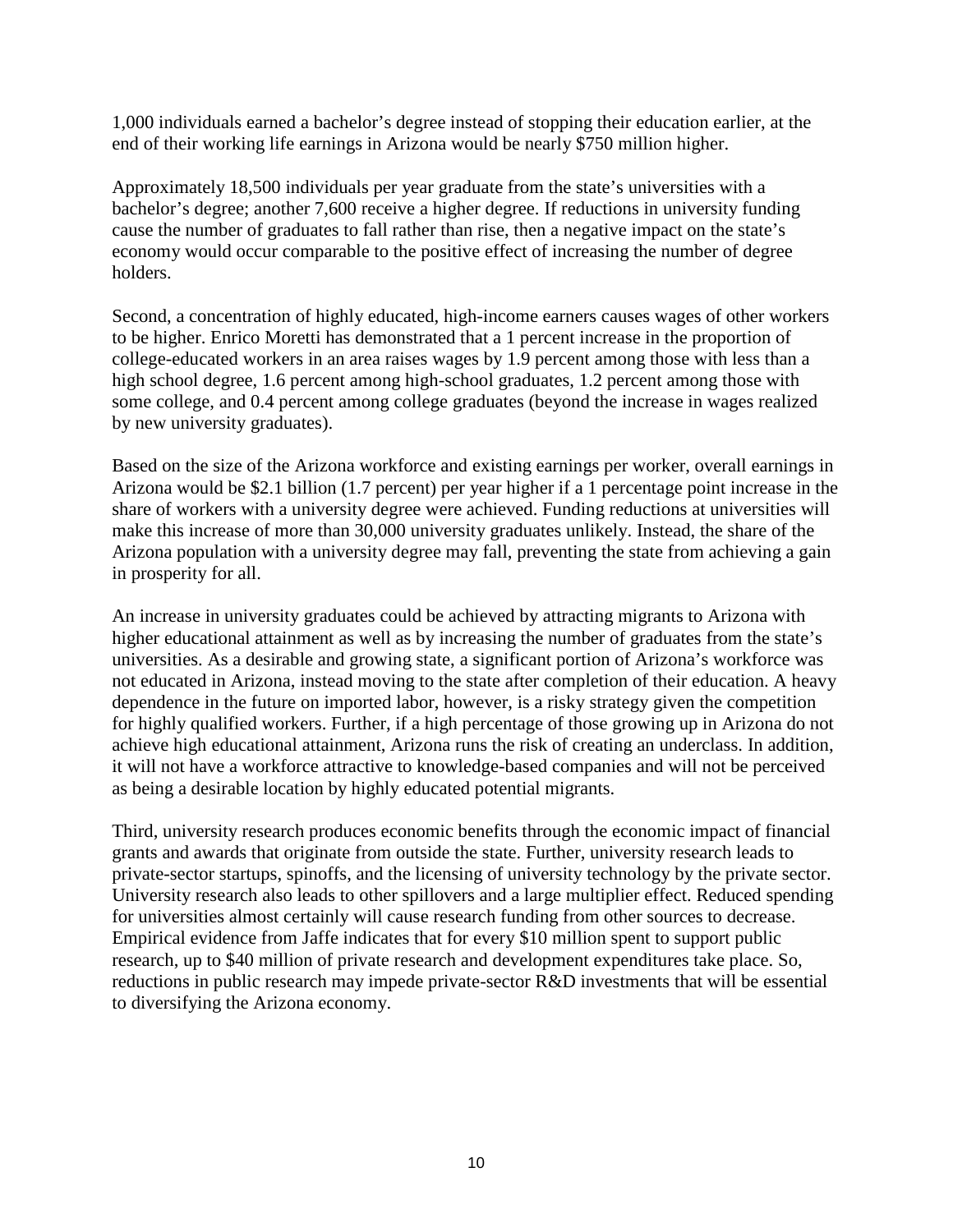1,000 individuals earned a bachelor's degree instead of stopping their education earlier, at the end of their working life earnings in Arizona would be nearly $750 million higher.

Approximately 18,500 individuals per year graduate from the state's universities with a bachelor's degree; another 7,600 receive a higher degree. If reductions in university funding cause the number of graduates to fall rather than rise, then a negative impact on the state's economy would occur comparable to the positive effect of increasing the number of degree holders.

Second, a concentration of highly educated, high-income earners causes wages of other workers to be higher. Enrico Moretti has demonstrated that a 1 percent increase in the proportion of college-educated workers in an area raises wages by 1.9 percent among those with less than a high school degree, 1.6 percent among high-school graduates, 1.2 percent among those with some college, and 0.4 percent among college graduates (beyond the increase in wages realized by new university graduates).

Based on the size of the Arizona workforce and existing earnings per worker, overall earnings in Arizona would be $2.1 billion (1.7 percent) per year higher if a 1 percentage point increase in the share of workers with a university degree were achieved. Funding reductions at universities will make this increase of more than 30,000 university graduates unlikely. Instead, the share of the Arizona population with a university degree may fall, preventing the state from achieving a gain in prosperity for all.

An increase in university graduates could be achieved by attracting migrants to Arizona with higher educational attainment as well as by increasing the number of graduates from the state's universities. As a desirable and growing state, a significant portion of Arizona's workforce was not educated in Arizona, instead moving to the state after completion of their education. A heavy dependence in the future on imported labor, however, is a risky strategy given the competition for highly qualified workers. Further, if a high percentage of those growing up in Arizona do not achieve high educational attainment, Arizona runs the risk of creating an underclass. In addition, it will not have a workforce attractive to knowledge-based companies and will not be perceived as being a desirable location by highly educated potential migrants.

Third, university research produces economic benefits through the economic impact of financial grants and awards that originate from outside the state. Further, university research leads to private-sector startups, spinoffs, and the licensing of university technology by the private sector. University research also leads to other spillovers and a large multiplier effect. Reduced spending for universities almost certainly will cause research funding from other sources to decrease. Empirical evidence from Jaffe indicates that for every $10 million spent to support public research, up to $40 million of private research and development expenditures take place. So, reductions in public research may impede private-sector R&D investments that will be essential to diversifying the Arizona economy.